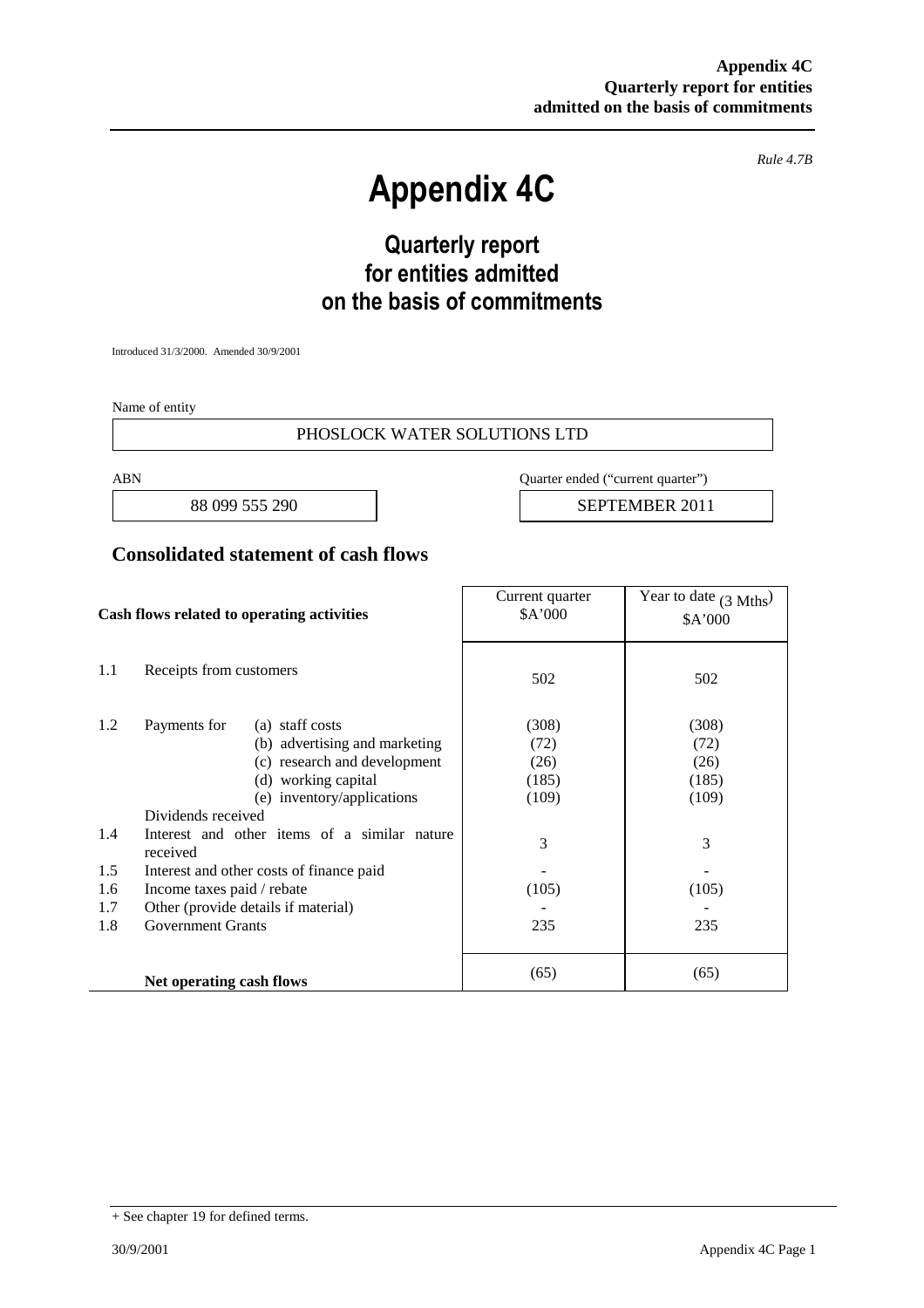**Appendix 4C**
**Quarterly report for entities admitted on the basis of commitments**

*Rule 4.7B*

# Appendix 4C

## Quarterly report for entities admitted on the basis of commitments

Introduced 31/3/2000. Amended 30/9/2001

Name of entity

PHOSLOCK WATER SOLUTIONS LTD

| ABN | Quarter ended ("current quarter") |
|---|---|
| 88 099 555 290 | SEPTEMBER 2011 |

## Consolidated statement of cash flows

| | Cash flows related to operating activities | Current quarter $A'000 | Year to date (3 Mths) $A'000 |
|---|---|---|---|
| 1.1 | Receipts from customers | 502 | 502 |
| 1.2 | Payments for (a) staff costs | (308) | (308) |
| | (b) advertising and marketing | (72) | (72) |
| | (c) research and development | (26) | (26) |
| | (d) working capital | (185) | (185) |
| | (e) inventory/applications | (109) | (109) |
| | Dividends received | | |
| 1.4 | Interest and other items of a similar nature received | 3 | 3 |
| 1.5 | Interest and other costs of finance paid | - | - |
| 1.6 | Income taxes paid / rebate | (105) | (105) |
| 1.7 | Other (provide details if material) | - | - |
| 1.8 | Government Grants | 235 | 235 |
| | **Net operating cash flows** | (65) | (65) |

+ See chapter 19 for defined terms.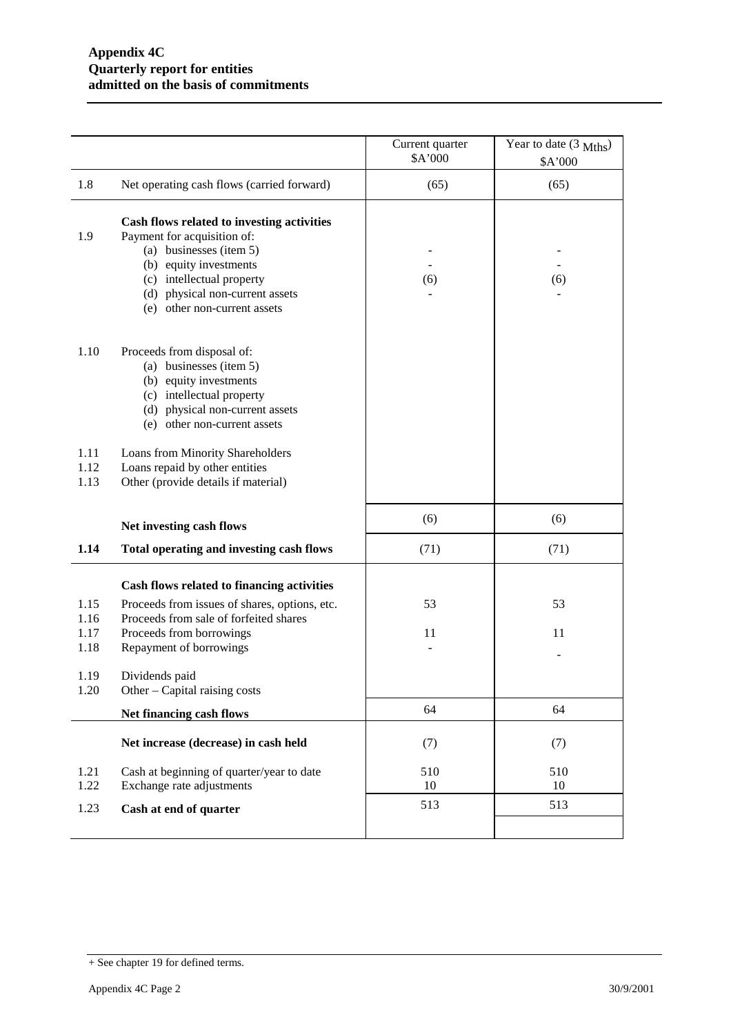**Appendix 4C**
**Quarterly report for entities**
**admitted on the basis of commitments**

| | | Current quarter $A'000 | Year to date (3 Mths) $A'000 |
|---|---|---|---|
| 1.8 | Net operating cash flows (carried forward) | (65) | (65) |
| | **Cash flows related to investing activities** | | |
| 1.9 | Payment for acquisition of: | | |
| | (a) businesses (item 5) | - | - |
| | (b) equity investments | - | - |
| | (c) intellectual property | (6) | (6) |
| | (d) physical non-current assets | - | - |
| | (e) other non-current assets | | |
| 1.10 | Proceeds from disposal of: | | |
| | (a) businesses (item 5) | | |
| | (b) equity investments | | |
| | (c) intellectual property | | |
| | (d) physical non-current assets | | |
| | (e) other non-current assets | | |
| 1.11 | Loans from Minority Shareholders | | |
| 1.12 | Loans repaid by other entities | | |
| 1.13 | Other (provide details if material) | | |
| | **Net investing cash flows** | (6) | (6) |
| **1.14** | **Total operating and investing cash flows** | (71) | (71) |
| | **Cash flows related to financing activities** | | |
| 1.15 | Proceeds from issues of shares, options, etc. | 53 | 53 |
| 1.16 | Proceeds from sale of forfeited shares | | |
| 1.17 | Proceeds from borrowings | 11 | 11 |
| 1.18 | Repayment of borrowings | - | - |
| 1.19 | Dividends paid | | |
| 1.20 | Other – Capital raising costs | | |
| | **Net financing cash flows** | 64 | 64 |
| | **Net increase (decrease) in cash held** | (7) | (7) |
| 1.21 | Cash at beginning of quarter/year to date | 510 | 510 |
| 1.22 | Exchange rate adjustments | 10 | 10 |
| 1.23 | **Cash at end of quarter** | 513 | 513 |

+ See chapter 19 for defined terms.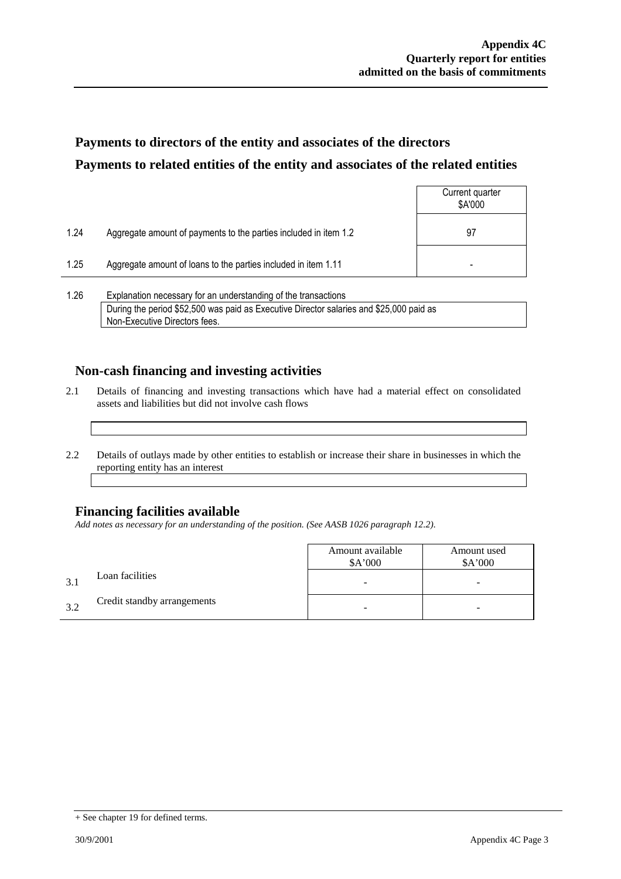## Payments to directors of the entity and associates of the directors

## Payments to related entities of the entity and associates of the related entities

| | | Current quarter $A'000 |
|---|---|---|
| 1.24 | Aggregate amount of payments to the parties included in item 1.2 | 97 |
| 1.25 | Aggregate amount of loans to the parties included in item 1.11 | - |

1.26 Explanation necessary for an understanding of the transactions

During the period $52,500 was paid as Executive Director salaries and $25,000 paid as Non-Executive Directors fees.

## Non-cash financing and investing activities

2.1 Details of financing and investing transactions which have had a material effect on consolidated assets and liabilities but did not involve cash flows

2.2 Details of outlays made by other entities to establish or increase their share in businesses in which the reporting entity has an interest

## Financing facilities available

*Add notes as necessary for an understanding of the position. (See AASB 1026 paragraph 12.2).*

| | | Amount available $A'000 | Amount used $A'000 |
|---|---|---|---|
| 3.1 | Loan facilities | - | - |
| 3.2 | Credit standby arrangements | - | - |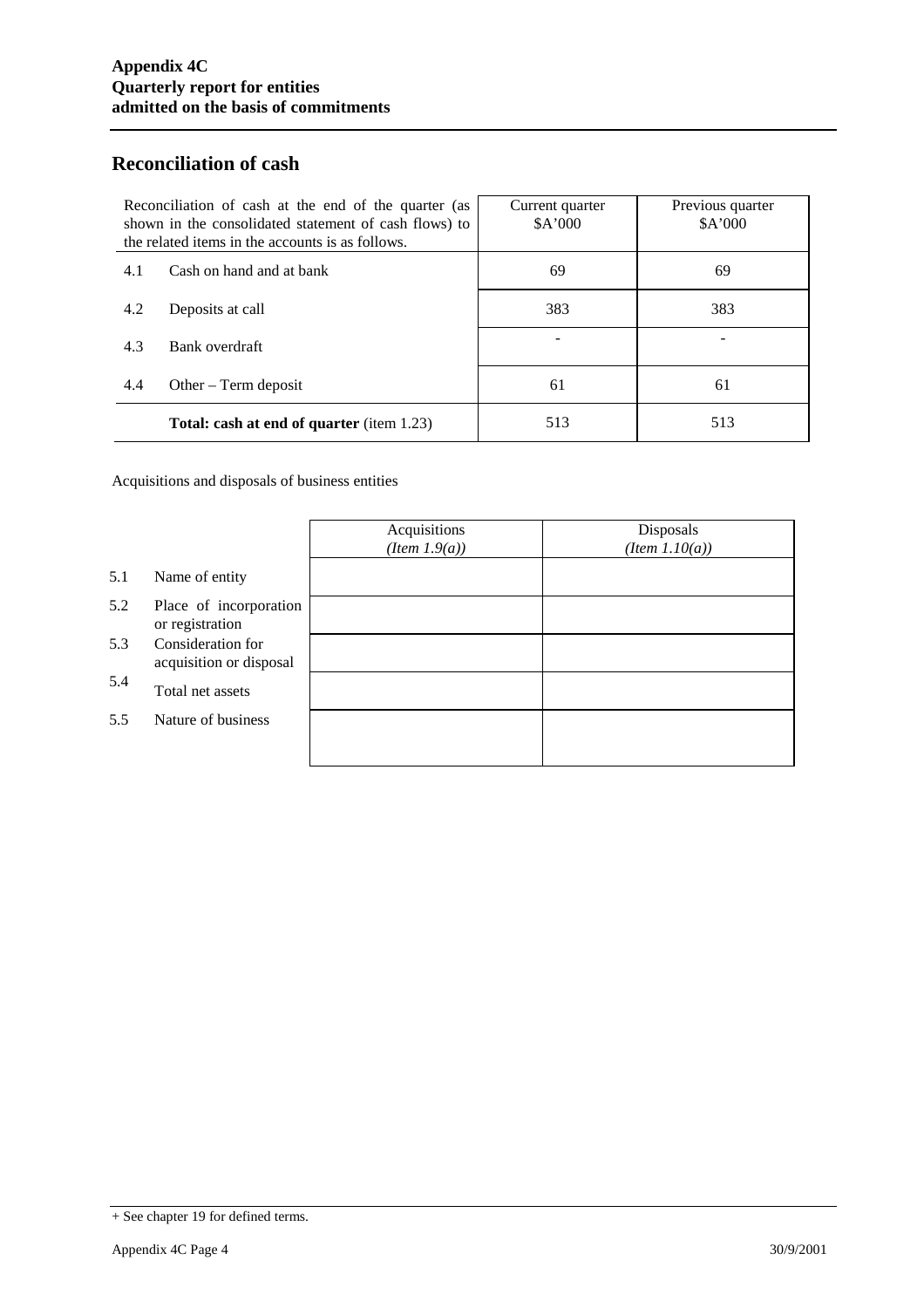## Reconciliation of cash

| Reconciliation of cash at the end of the quarter (as shown in the consolidated statement of cash flows) to the related items in the accounts is as follows. | | Current quarter $A'000 | Previous quarter $A'000 |
|---|---|---|---|
| 4.1 | Cash on hand and at bank | 69 | 69 |
| 4.2 | Deposits at call | 383 | 383 |
| 4.3 | Bank overdraft | - | - |
| 4.4 | Other – Term deposit | 61 | 61 |
| | **Total: cash at end of quarter** (item 1.23) | 513 | 513 |

Acquisitions and disposals of business entities

| | | Acquisitions *(Item 1.9(a))* | Disposals *(Item 1.10(a))* |
|---|---|---|---|
| 5.1 | Name of entity | | |
| 5.2 | Place of incorporation or registration | | |
| 5.3 | Consideration for acquisition or disposal | | |
| 5.4 | Total net assets | | |
| 5.5 | Nature of business | | |

+ See chapter 19 for defined terms.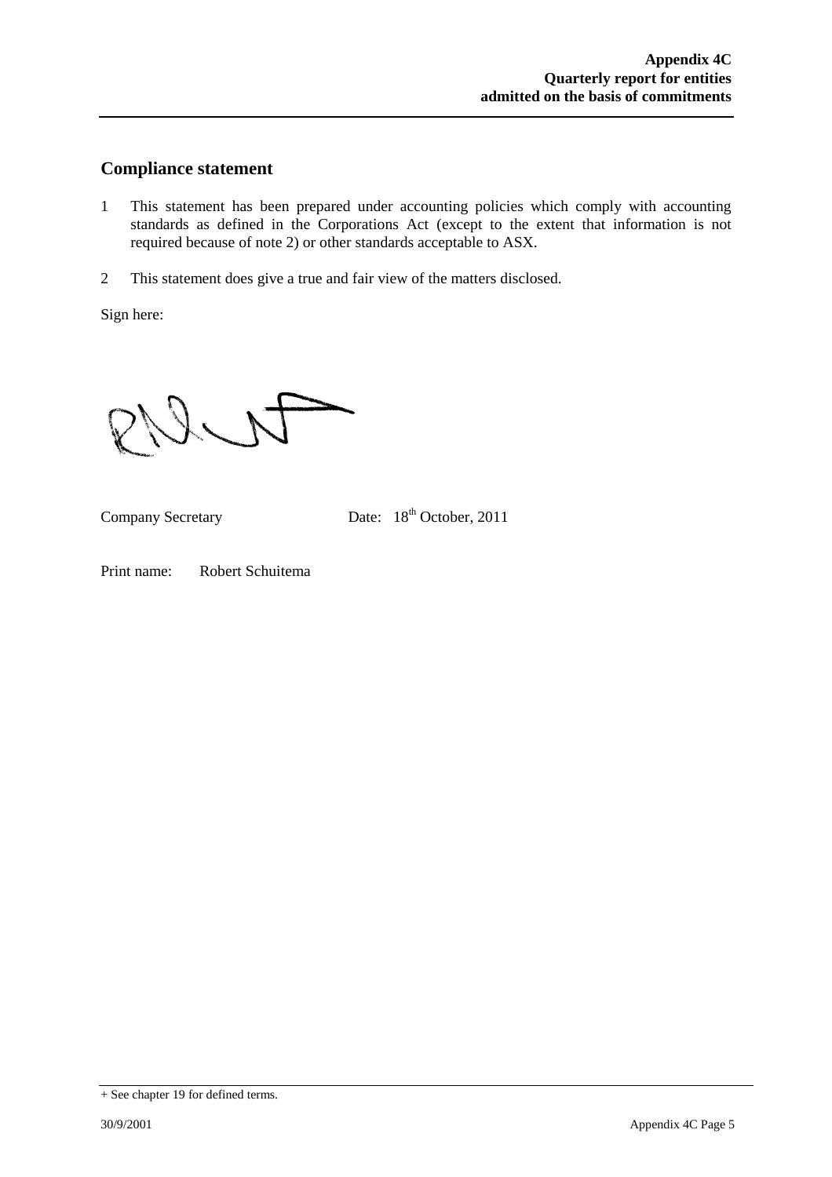## Compliance statement

1. This statement has been prepared under accounting policies which comply with accounting standards as defined in the Corporations Act (except to the extent that information is not required because of note 2) or other standards acceptable to ASX.

2. This statement does give a true and fair view of the matters disclosed.

Sign here:

Company Secretary          Date: 18th October, 2011

Print name:     Robert Schuitema

+ See chapter 19 for defined terms.